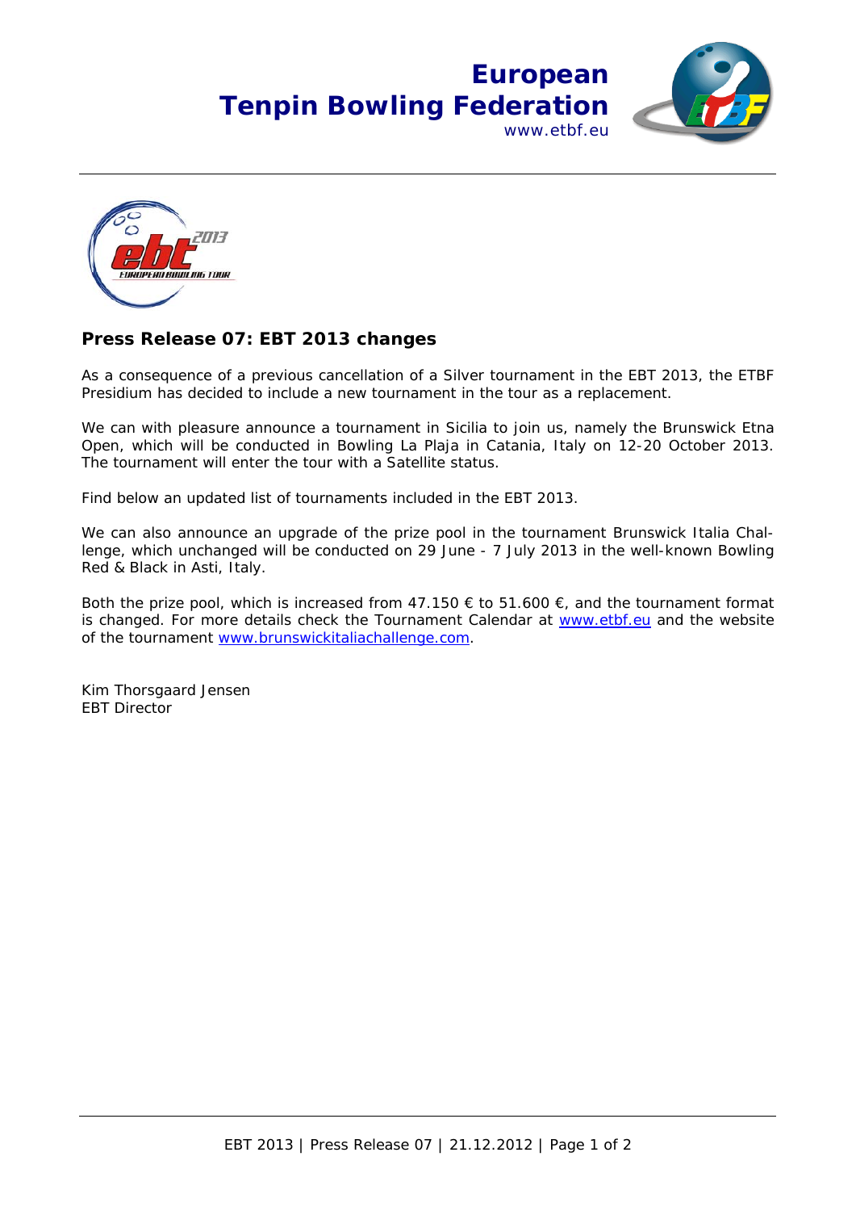**European Tenpin Bowling Federation**
www.etbf.eu

## Press Release 07: EBT 2013 changes

As a consequence of a previous cancellation of a Silver tournament in the EBT 2013, the ETBF Presidium has decided to include a new tournament in the tour as a replacement.

We can with pleasure announce a tournament in Sicilia to join us, namely the Brunswick Etna Open, which will be conducted in Bowling La Plaja in Catania, Italy on 12-20 October 2013. The tournament will enter the tour with a Satellite status.

Find below an updated list of tournaments included in the EBT 2013.

We can also announce an upgrade of the prize pool in the tournament Brunswick Italia Challenge, which unchanged will be conducted on 29 June - 7 July 2013 in the well-known Bowling Red & Black in Asti, Italy.

Both the prize pool, which is increased from 47.150 € to 51.600 €, and the tournament format is changed. For more details check the Tournament Calendar at www.etbf.eu and the website of the tournament www.brunswickitaliachallenge.com.

Kim Thorsgaard Jensen
EBT Director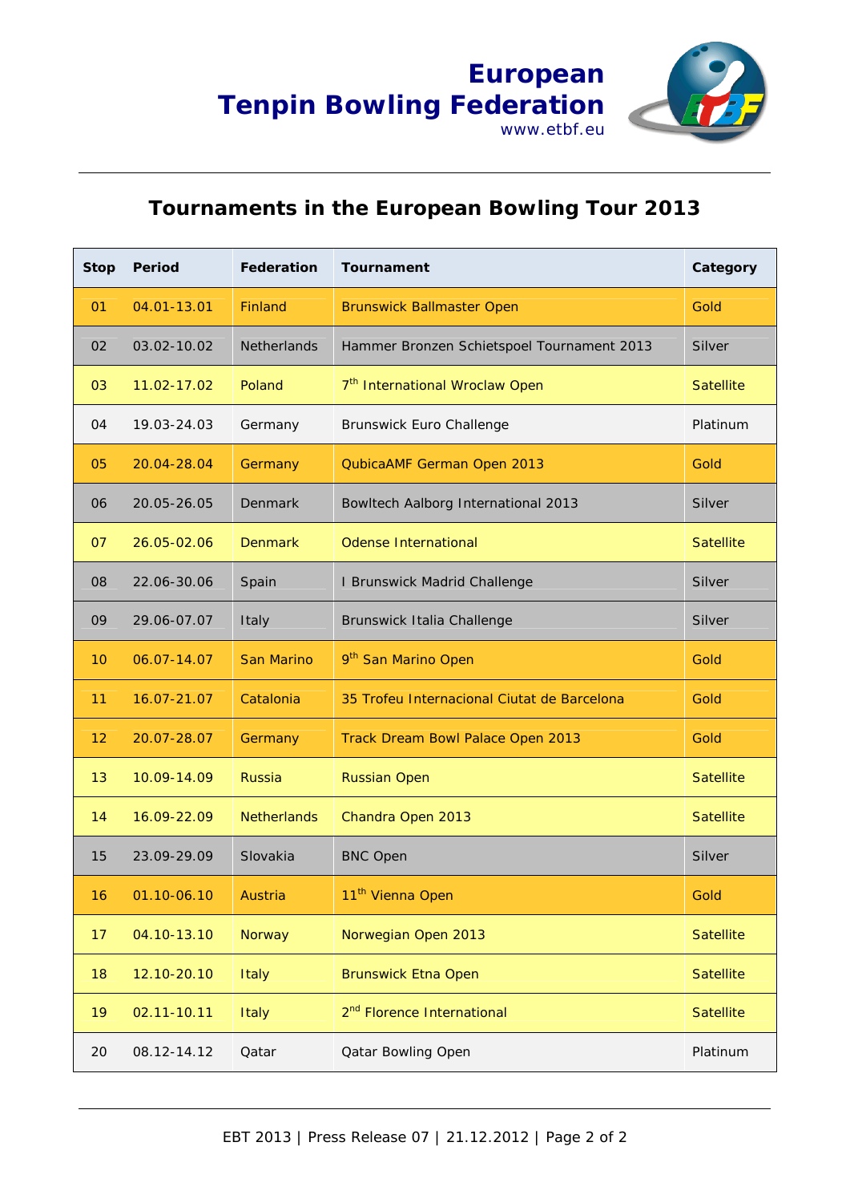European
Tenpin Bowling Federation
www.etbf.eu

## Tournaments in the European Bowling Tour 2013

| Stop | Period | Federation | Tournament | Category |
|---|---|---|---|---|
| 01 | 04.01-13.01 | Finland | Brunswick Ballmaster Open | Gold |
| 02 | 03.02-10.02 | Netherlands | Hammer Bronzen Schietspoel Tournament 2013 | Silver |
| 03 | 11.02-17.02 | Poland | 7th International Wroclaw Open | Satellite |
| 04 | 19.03-24.03 | Germany | Brunswick Euro Challenge | Platinum |
| 05 | 20.04-28.04 | Germany | QubicaAMF German Open 2013 | Gold |
| 06 | 20.05-26.05 | Denmark | Bowltech Aalborg International 2013 | Silver |
| 07 | 26.05-02.06 | Denmark | Odense International | Satellite |
| 08 | 22.06-30.06 | Spain | I Brunswick Madrid Challenge | Silver |
| 09 | 29.06-07.07 | Italy | Brunswick Italia Challenge | Silver |
| 10 | 06.07-14.07 | San Marino | 9th San Marino Open | Gold |
| 11 | 16.07-21.07 | Catalonia | 35 Trofeu Internacional Ciutat de Barcelona | Gold |
| 12 | 20.07-28.07 | Germany | Track Dream Bowl Palace Open 2013 | Gold |
| 13 | 10.09-14.09 | Russia | Russian Open | Satellite |
| 14 | 16.09-22.09 | Netherlands | Chandra Open 2013 | Satellite |
| 15 | 23.09-29.09 | Slovakia | BNC Open | Silver |
| 16 | 01.10-06.10 | Austria | 11th Vienna Open | Gold |
| 17 | 04.10-13.10 | Norway | Norwegian Open 2013 | Satellite |
| 18 | 12.10-20.10 | Italy | Brunswick Etna Open | Satellite |
| 19 | 02.11-10.11 | Italy | 2nd Florence International | Satellite |
| 20 | 08.12-14.12 | Qatar | Qatar Bowling Open | Platinum |